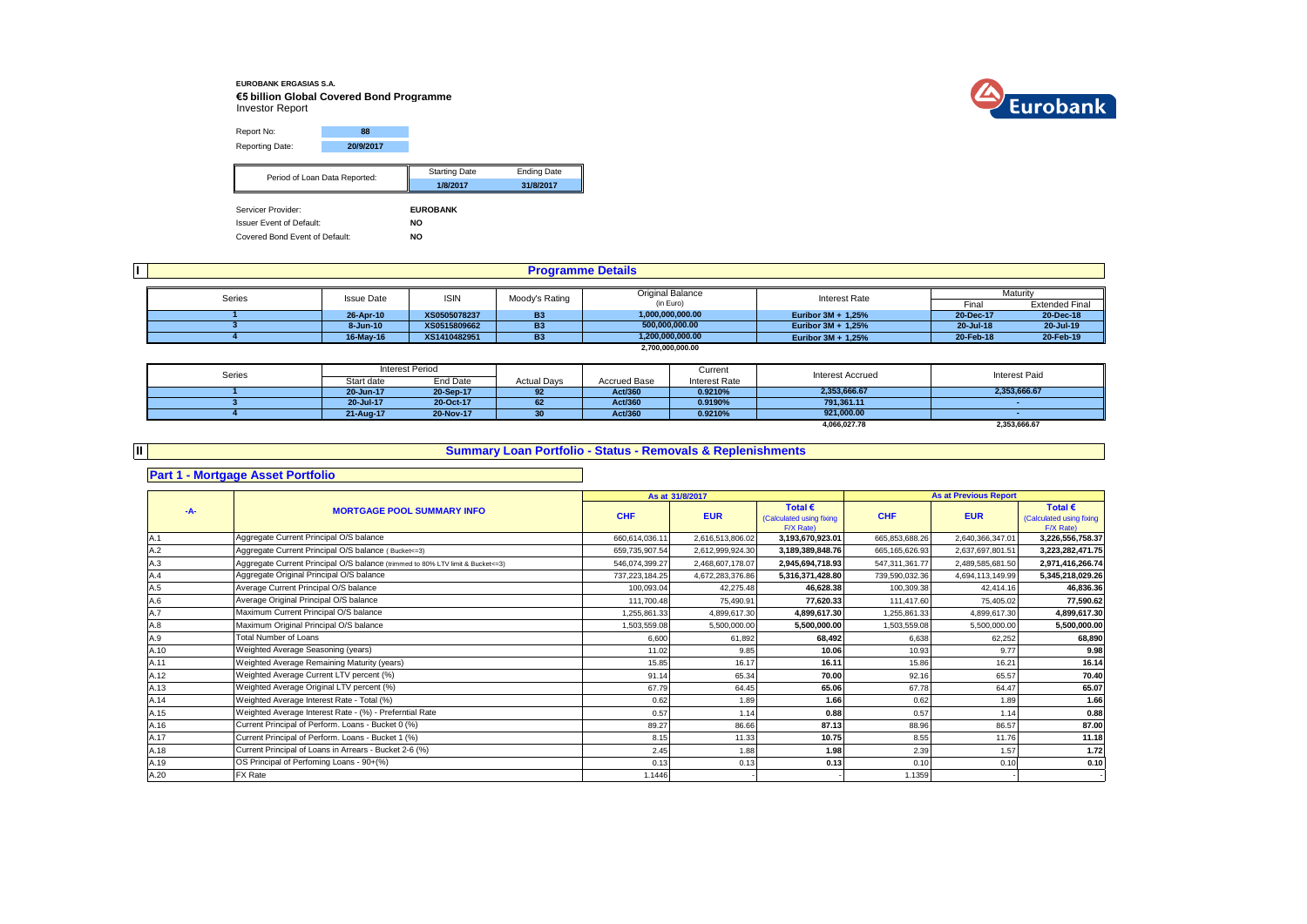**EUROBANK ERGASIAS S.A.**

**€5 billion Global Covered Bond Programme**

Investor Report

| | |
|---|---|
| Report No: | **88** |
| Reporting Date: | **20/9/2017** |

| Period of Loan Data Reported: | Starting Date | Ending Date |
|---|---|---|
| | **1/8/2017** | **31/8/2017** |

| | |
|---|---|
| Servicer Provider: | **EUROBANK** |
| Issuer Event of Default: | **NO** |
| Covered Bond Event of Default: | **NO** |

## I Programme Details

| Series | Issue Date | ISIN | Moody's Rating | Original Balance (in Euro) | Interest Rate | Maturity | |
|---|---|---|---|---|---|---|---|
| | | | | | | Final | Extended Final |
| **1** | **26-Apr-10** | **XS0505078237** | **B3** | **1,000,000,000.00** | **Euribor 3M + 1.25%** | **20-Dec-17** | **20-Dec-18** |
| **3** | **8-Jun-10** | **XS0515809662** | **B3** | **500,000,000.00** | **Euribor 3M + 1.25%** | **20-Jul-18** | **20-Jul-19** |
| **4** | **16-May-16** | **XS1410482951** | **B3** | **1,200,000,000.00** | **Euribor 3M + 1.25%** | **20-Feb-18** | **20-Feb-19** |
| | | | | **2,700,000,000.00** | | | |

| Series | Interest Period | | Actual Days | Accrued Base | Current Interest Rate | Interest Accrued | Interest Paid |
|---|---|---|---|---|---|---|---|
| | Start date | End Date | | | | | |
| **1** | **20-Jun-17** | **20-Sep-17** | **92** | **Act/360** | **0.9210%** | **2,353,666.67** | **2,353,666.67** |
| **3** | **20-Jul-17** | **20-Oct-17** | **62** | **Act/360** | **0.9190%** | **791,361.11** | **-** |
| **4** | **21-Aug-17** | **20-Nov-17** | **30** | **Act/360** | **0.9210%** | **921,000.00** | **-** |
| | | | | | | **4,066,027.78** | **2,353,666.67** |

## II Summary Loan Portfolio - Status - Removals & Replenishments

### Part 1 - Mortgage Asset Portfolio

| -A- | MORTGAGE POOL SUMMARY INFO | As at 31/8/2017 | | | As at Previous Report | | |
|---|---|---|---|---|---|---|---|
| | | CHF | EUR | Total € (Calculated using fixing F/X Rate) | CHF | EUR | Total € (Calculated using fixing F/X Rate) |
| A.1 | Aggregate Current Principal O/S balance | 660,614,036.11 | 2,616,513,806.02 | **3,193,670,923.01** | 665,853,688.26 | 2,640,366,347.01 | **3,226,556,758.37** |
| A.2 | Aggregate Current Principal O/S balance ( Bucket<=3) | 659,735,907.54 | 2,612,999,924.30 | **3,189,389,848.76** | 665,165,626.93 | 2,637,697,801.51 | **3,223,282,471.75** |
| A.3 | Aggregate Current Principal O/S balance (trimmed to 80% LTV limit & Bucket<=3) | 546,074,399.27 | 2,468,607,178.07 | **2,945,694,718.93** | 547,311,361.77 | 2,489,585,681.50 | **2,971,416,266.74** |
| A.4 | Aggregate Original Principal O/S balance | 737,223,184.25 | 4,672,283,376.86 | **5,316,371,428.80** | 739,590,032.36 | 4,694,113,149.99 | **5,345,218,029.26** |
| A.5 | Average Current Principal O/S balance | 100,093.04 | 42,275.48 | **46,628.38** | 100,309.38 | 42,414.16 | **46,836.36** |
| A.6 | Average Original Principal O/S balance | 111,700.48 | 75,490.91 | **77,620.33** | 111,417.60 | 75,405.02 | **77,590.62** |
| A.7 | Maximum Current Principal O/S balance | 1,255,861.33 | 4,899,617.30 | **4,899,617.30** | 1,255,861.33 | 4,899,617.30 | **4,899,617.30** |
| A.8 | Maximum Original Principal O/S balance | 1,503,559.08 | 5,500,000.00 | **5,500,000.00** | 1,503,559.08 | 5,500,000.00 | **5,500,000.00** |
| A.9 | Total Number of Loans | 6,600 | 61,892 | **68,492** | 6,638 | 62,252 | **68,890** |
| A.10 | Weighted Average Seasoning (years) | 11.02 | 9.85 | **10.06** | 10.93 | 9.77 | **9.98** |
| A.11 | Weighted Average Remaining Maturity (years) | 15.85 | 16.17 | **16.11** | 15.86 | 16.21 | **16.14** |
| A.12 | Weighted Average Current LTV percent (%) | 91.14 | 65.34 | **70.00** | 92.16 | 65.57 | **70.40** |
| A.13 | Weighted Average Original LTV percent (%) | 67.79 | 64.45 | **65.06** | 67.78 | 64.47 | **65.07** |
| A.14 | Weighted Average Interest Rate - Total (%) | 0.62 | 1.89 | **1.66** | 0.62 | 1.89 | **1.66** |
| A.15 | Weighted Average Interest Rate - (%) - Preferntial Rate | 0.57 | 1.14 | **0.88** | 0.57 | 1.14 | **0.88** |
| A.16 | Current Principal of Perform. Loans - Bucket 0 (%) | 89.27 | 86.66 | **87.13** | 88.96 | 86.57 | **87.00** |
| A.17 | Current Principal of Perform. Loans - Bucket 1 (%) | 8.15 | 11.33 | **10.75** | 8.55 | 11.76 | **11.18** |
| A.18 | Current Principal of Loans in Arrears - Bucket 2-6 (%) | 2.45 | 1.88 | **1.98** | 2.39 | 1.57 | **1.72** |
| A.19 | OS Principal of Perfoming Loans - 90+(%) | 0.13 | 0.13 | **0.13** | 0.10 | 0.10 | **0.10** |
| A.20 | FX Rate | 1.1446 | - | - | 1.1359 | - | - |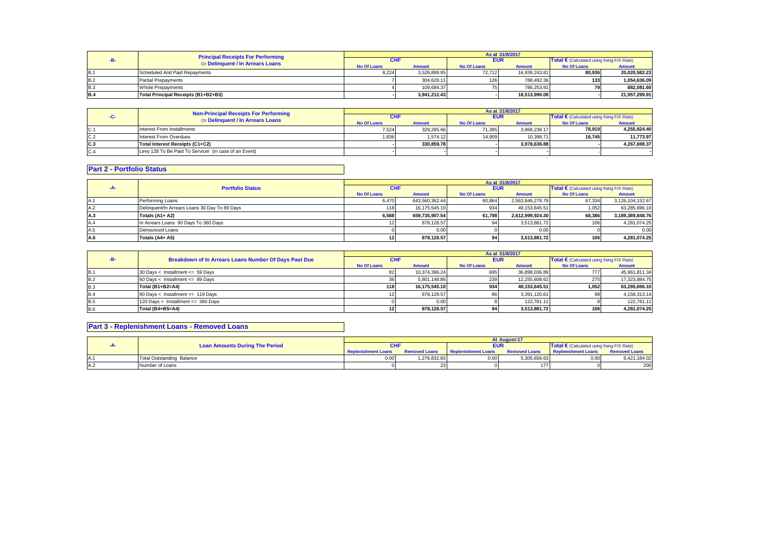| -B- | Principal Receipts For Performing Or Delinquent / In Arrears Loans | As at 31/8/2017 | | | | | |
|---|---|---|---|---|---|---|---|
| | | CHF | | EUR | | Total € (Calculated using fixing F/X Rate) | |
| | | No Of Loans | Amount | No Of Loans | Amount | No Of Loans | Amount |
| B.1 | Scheduled And Paid Repayments | 8,224 | 3,526,899.95 | 72,712 | 16,939,243.81 | 80,936 | 20,020,582.23 |
| B.2 | Partial Prepayments | 7 | 304,628.11 | 126 | 788,492.36 | 133 | 1,054,636.09 |
| B.3 | Whole Prepayments | 4 | 109,684.37 | 75 | 786,253.91 | 79 | 882,081.60 |
| **B.4** | **Total Principal Receipts (B1+B2+B3)** | - | **3,941,212.43** | - | **18,513,990.08** | - | **21,957,299.91** |

| -C- | Non-Principal Receipts For Performing Or Delinquent / In Arrears Loans | As at 31/8/2017 | | | | | |
|---|---|---|---|---|---|---|---|
| | | CHF | | EUR | | Total € (Calculated using fixing F/X Rate) | |
| | | No Of Loans | Amount | No Of Loans | Amount | No Of Loans | Amount |
| C.1 | Interest From Installments | 7,524 | 329,285.66 | 71,395 | 3,968,238.17 | 78,919 | 4,255,924.40 |
| C.2 | Interest From Overdues | 1,836 | 1,574.12 | 14,909 | 10,398.71 | 16,745 | 11,773.97 |
| **C.3** | **Total Interest Receipts (C1+C2)** | - | **330,859.78** | - | **3,978,636.88** | - | **4,267,698.37** |
| C.4 | Levy 128 To Be Paid To Servicer (in case of an Event) | - | - | - | - | | - |

## Part 2 - Portfolio Status

| -A- | Portfolio Status | As at 31/8/2017 | | | | | |
|---|---|---|---|---|---|---|---|
| | | CHF | | EUR | | Total € (Calculated using fixing F/X Rate) | |
| | | No Of Loans | Amount | No Of Loans | Amount | No Of Loans | Amount |
| A.1 | Performing Loans | 6,470 | 643,560,362.44 | 60,864 | 2,563,846,278.79 | 67,334 | 3,126,104,152.67 |
| A.2 | Delinquent/In Arrears Loans 30 Day To 89 Days | 118 | 16,175,545.10 | 934 | 49,153,645.51 | 1,052 | 63,285,696.10 |
| **A.3** | **Totals (A1+ A2)** | **6,588** | **659,735,907.54** | **61,798** | **2,612,999,924.30** | **68,386** | **3,189,389,848.76** |
| A.4 | In Arrears Loans 90 Days To 360 Days | 12 | 878,128.57 | 94 | 3,513,881.72 | 106 | 4,281,074.25 |
| A.5 | Denounced Loans | 0 | 0.00 | 0 | 0.00 | 0 | 0.00 |
| **A.6** | **Totals (A4+ A5)** | **12** | **878,128.57** | **94** | **3,513,881.72** | **106** | **4,281,074.25** |

| -B- | Breakdown of In Arrears Loans Number Of Days Past Due | As at 31/8/2017 | | | | | |
|---|---|---|---|---|---|---|---|
| | | CHF | | EUR | | Total € (Calculated using fixing F/X Rate) | |
| | | No Of Loans | Amount | No Of Loans | Amount | No Of Loans | Amount |
| B.1 | 30 Days < Installment <= 59 Days | 82 | 10,374,396.24 | 695 | 36,898,036.89 | 777 | 45,961,811.34 |
| B.2 | 60 Days < Installment <= 89 Days | 36 | 5,801,148.86 | 239 | 12,255,608.62 | 275 | 17,323,884.75 |
| B.3 | **Total (B1+B2=A4)** | **118** | **16,175,545.10** | **934** | **49,153,645.51** | **1,052** | **63,285,696.10** |
| B.4 | 90 Days < Installment <= 119 Days | 12 | 878,128.57 | 86 | 3,391,120.61 | 98 | 4,158,313.14 |
| B.5 | 120 Days < Installment <= 360 Days | 0 | 0.00 | 8 | 122,761.11 | 8 | 122,761.11 |
| B.6 | **Total (B4+B5=A4)** | **12** | **878,128.57** | **94** | **3,513,881.72** | **106** | **4,281,074.25** |

## Part 3 - Replenishment Loans - Removed Loans

| -A- | Loan Amounts During The Period | At August-17 | | | | | |
|---|---|---|---|---|---|---|---|
| | | CHF | | EUR | | Total € (Calculated using fixing F/X Rate) | |
| | | Replenishment Loans | Removed Loans | Replenishment Loans | Removed Loans | Replenishment Loans | Removed Loans |
| A.1 | Total Outstanding Balance | 0.00 | 1,276,832.65 | 0.00 | 5,305,656.63 | 0.00 | 6,421,184.02 |
| A.2 | Number of Loans | 0 | 23 | 0 | 177 | 0 | 200 |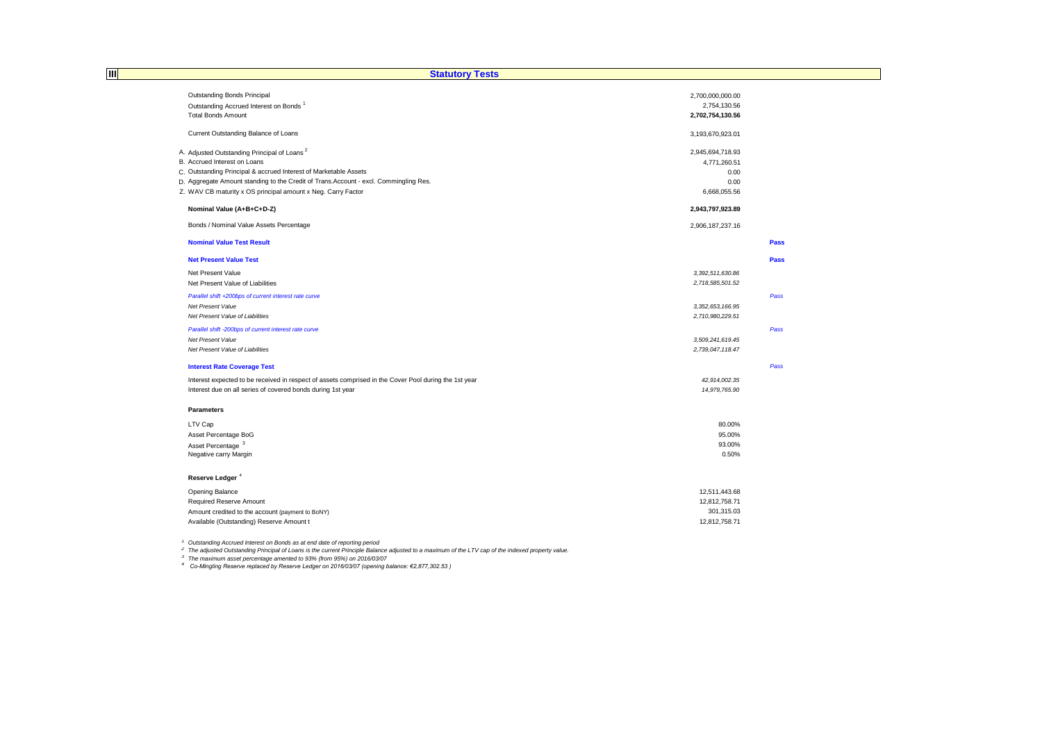## III Statutory Tests

| | | |
|---|---|---|
| Outstanding Bonds Principal | 2,700,000,000.00 | |
| Outstanding Accrued Interest on Bonds [1] | 2,754,130.56 | |
| Total Bonds Amount | **2,702,754,130.56** | |
| | | |
| Current Outstanding Balance of Loans | 3,193,670,923.01 | |
| | | |
| A. Adjusted Outstanding Principal of Loans [2] | 2,945,694,718.93 | |
| B. Accrued Interest on Loans | 4,771,260.51 | |
| C. Outstanding Principal & accrued Interest of Marketable Assets | 0.00 | |
| D. Aggregate Amount standing to the Credit of Trans.Account - excl. Commingling Res. | 0.00 | |
| Z. WAV CB maturity x OS principal amount x Neg. Carry Factor | 6,668,055.56 | |
| | | |
| **Nominal Value (A+B+C+D-Z)** | **2,943,797,923.89** | |
| | | |
| Bonds / Nominal Value Assets Percentage | 2,906,187,237.16 | |
| | | |
| **Nominal Value Test Result** | | **Pass** |
| | | |
| **Net Present Value Test** | | **Pass** |
| Net Present Value | *3,392,511,630.86* | |
| Net Present Value of Liabilities | *2,718,585,501.52* | |
| *Parallel shift +200bps of current interest rate curve* | | *Pass* |
| *Net Present Value* | *3,352,653,166.95* | |
| *Net Present Value of Liabilities* | *2,710,980,229.51* | |
| *Parallel shift -200bps of current interest rate curve* | | *Pass* |
| *Net Present Value* | *3,509,241,619.45* | |
| *Net Present Value of Liabilities* | *2,739,047,118.47* | |
| | | |
| **Interest Rate Coverage Test** | | *Pass* |
| Interest expected to be received in respect of assets comprised in the Cover Pool during the 1st year | *42,914,002.35* | |
| Interest due on all series of covered bonds during 1st year | *14,979,765.90* | |

**Parameters**

| | |
|---|---|
| LTV Cap | 80.00% |
| Asset Percentage BoG | 95.00% |
| Asset Percentage [3] | 93.00% |
| Negative carry Margin | 0.50% |

**Reserve Ledger [4]**

| | |
|---|---|
| Opening Balance | 12,511,443.68 |
| Required Reserve Amount | 12,812,758.71 |
| Amount credited to the account (payment to BoNY) | 301,315.03 |
| Available (Outstanding) Reserve Amount t | 12,812,758.71 |

[1] *Outstanding Accrued Interest on Bonds as at end date of reporting period*

[2] *The adjusted Outstanding Principal of Loans is the current Principle Balance adjusted to a maximum of the LTV cap of the indexed property value.*

[3] *The maximum asset percentage amented to 93% (from 95%) on 2016/03/07*

[4] *Co-Mingling Reserve replaced by Reserve Ledger on 2016/03/07 (opening balance: €2,877,302.53 )*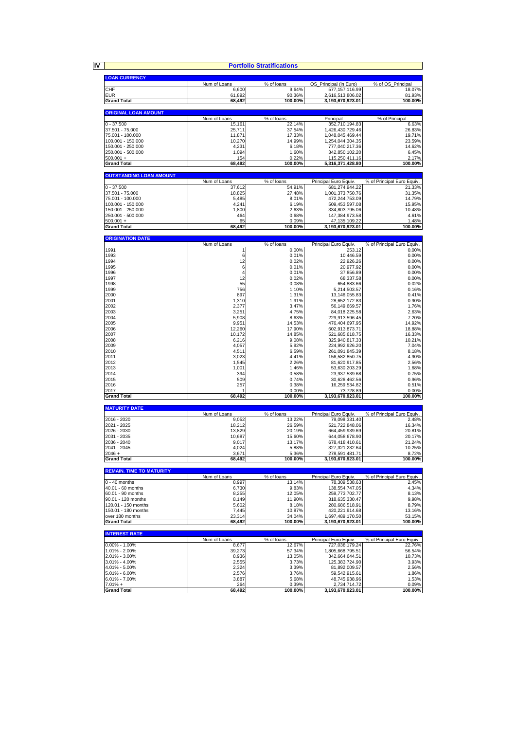## IV Portfolio Stratifications

### LOAN CURRENCY

| | Num of Loans | % of loans | OS_Principal (in Euro) | % of OS_Principal |
|---|---|---|---|---|
| CHF | 6,600 | 9.64% | 577,157,116.99 | 18.07% |
| EUR | 61,892 | 90.36% | 2,616,513,806.02 | 81.93% |
| **Grand Total** | **68,492** | **100.00%** | **3,193,670,923.01** | **100.00%** |

### ORIGINAL LOAN AMOUNT

| | Num of Loans | % of loans | Principal | % of Principal |
|---|---|---|---|---|
| 0 - 37.500 | 15,161 | 22.14% | 352,710,194.83 | 6.63% |
| 37.501 - 75.000 | 25,711 | 37.54% | 1,426,430,729.46 | 26.83% |
| 75.001 - 100.000 | 11,871 | 17.33% | 1,048,045,469.44 | 19.71% |
| 100.001 - 150.000 | 10,270 | 14.99% | 1,254,044,304.35 | 23.59% |
| 150.001 - 250.000 | 4,231 | 6.18% | 777,040,217.36 | 14.62% |
| 250.001 - 500.000 | 1,094 | 1.60% | 342,850,102.20 | 6.45% |
| 500.001 + | 154 | 0.22% | 115,250,411.16 | 2.17% |
| **Grand Total** | **68,492** | **100.00%** | **5,316,371,428.80** | **100.00%** |

### OUTSTANDING LOAN AMOUNT

| | Num of Loans | % of loans | Principal Euro Equiv. | % of Principal Euro Equiv. |
|---|---|---|---|---|
| 0 - 37.500 | 37,612 | 54.91% | 681,274,944.22 | 21.33% |
| 37.501 - 75.000 | 18,825 | 27.48% | 1,001,373,750.76 | 31.35% |
| 75.001 - 100.000 | 5,485 | 8.01% | 472,244,753.09 | 14.79% |
| 100.001 - 150.000 | 4,241 | 6.19% | 509,453,597.08 | 15.95% |
| 150.001 - 250.000 | 1,800 | 2.63% | 334,803,795.06 | 10.48% |
| 250.001 - 500.000 | 464 | 0.68% | 147,384,973.58 | 4.61% |
| 500.001 + | 65 | 0.09% | 47,135,109.22 | 1.48% |
| **Grand Total** | **68,492** | **100.00%** | **3,193,670,923.01** | **100.00%** |

### ORIGINATION DATE

| | Num of Loans | % of loans | Principal Euro Equiv. | % of Principal Euro Equiv. |
|---|---|---|---|---|
| 1991 | 1 | 0.00% | 253.12 | 0.00% |
| 1993 | 6 | 0.01% | 10,446.59 | 0.00% |
| 1994 | 12 | 0.02% | 22,926.26 | 0.00% |
| 1995 | 6 | 0.01% | 20,977.92 | 0.00% |
| 1996 | 4 | 0.01% | 37,856.89 | 0.00% |
| 1997 | 12 | 0.02% | 68,337.58 | 0.00% |
| 1998 | 55 | 0.08% | 654,883.66 | 0.02% |
| 1999 | 756 | 1.10% | 5,214,503.57 | 0.16% |
| 2000 | 897 | 1.31% | 13,146,055.83 | 0.41% |
| 2001 | 1,310 | 1.91% | 28,652,172.83 | 0.90% |
| 2002 | 2,377 | 3.47% | 56,149,669.57 | 1.76% |
| 2003 | 3,251 | 4.75% | 84,018,225.58 | 2.63% |
| 2004 | 5,908 | 8.63% | 229,913,596.45 | 7.20% |
| 2005 | 9,951 | 14.53% | 476,404,697.95 | 14.92% |
| 2006 | 12,260 | 17.90% | 602,913,873.71 | 18.88% |
| 2007 | 10,172 | 14.85% | 521,685,618.75 | 16.33% |
| 2008 | 6,216 | 9.08% | 325,940,817.33 | 10.21% |
| 2009 | 4,057 | 5.92% | 224,992,926.20 | 7.04% |
| 2010 | 4,511 | 6.59% | 261,091,845.39 | 8.18% |
| 2011 | 3,023 | 4.41% | 156,582,850.75 | 4.90% |
| 2012 | 1,545 | 2.26% | 81,620,917.85 | 2.56% |
| 2013 | 1,001 | 1.46% | 53,630,203.29 | 1.68% |
| 2014 | 394 | 0.58% | 23,937,539.68 | 0.75% |
| 2015 | 509 | 0.74% | 30,626,462.56 | 0.96% |
| 2016 | 257 | 0.38% | 16,259,534.82 | 0.51% |
| 2017 | 1 | 0.00% | 73,728.89 | 0.00% |
| **Grand Total** | **68,492** | **100.00%** | **3,193,670,923.01** | **100.00%** |

### MATURITY DATE

| | Num of Loans | % of loans | Principal Euro Equiv. | % of Principal Euro Equiv. |
|---|---|---|---|---|
| 2016 - 2020 | 9,052 | 13.22% | 79,098,331.40 | 2.48% |
| 2021 - 2025 | 18,212 | 26.59% | 521,722,848.06 | 16.34% |
| 2026 - 2030 | 13,829 | 20.19% | 664,459,939.69 | 20.81% |
| 2031 - 2035 | 10,687 | 15.60% | 644,058,678.90 | 20.17% |
| 2036 - 2040 | 9,017 | 13.17% | 678,418,410.61 | 21.24% |
| 2041 - 2045 | 4,024 | 5.88% | 327,321,232.64 | 10.25% |
| 2046 + | 3,671 | 5.36% | 278,591,481.71 | 8.72% |
| **Grand Total** | **68,492** | **100.00%** | **3,193,670,923.01** | **100.00%** |

### REMAIN. TIME TO MATURITY

| | Num of Loans | % of loans | Principal Euro Equiv. | % of Principal Euro Equiv. |
|---|---|---|---|---|
| 0 - 40 months | 8,997 | 13.14% | 78,309,538.63 | 2.45% |
| 40.01 - 60 months | 6,730 | 9.83% | 138,554,747.05 | 4.34% |
| 60.01 - 90 months | 8,255 | 12.05% | 259,773,702.77 | 8.13% |
| 90.01 - 120 months | 8,149 | 11.90% | 318,635,330.47 | 9.98% |
| 120.01 - 150 months | 5,602 | 8.18% | 280,686,518.91 | 8.79% |
| 150.01 - 180 months | 7,445 | 10.87% | 420,221,914.68 | 13.16% |
| over 180 months | 23,314 | 34.04% | 1,697,489,170.50 | 53.15% |
| **Grand Total** | **68,492** | **100.00%** | **3,193,670,923.01** | **100.00%** |

### INTEREST RATE

| | Num of Loans | % of loans | Principal Euro Equiv. | % of Principal Euro Equiv. |
|---|---|---|---|---|
| 0.00% - 1.00% | 8,677 | 12.67% | 727,038,179.24 | 22.76% |
| 1.01% - 2.00% | 39,273 | 57.34% | 1,805,668,795.51 | 56.54% |
| 2.01% - 3.00% | 8,936 | 13.05% | 342,664,644.51 | 10.73% |
| 3.01% - 4.00% | 2,555 | 3.73% | 125,383,724.90 | 3.93% |
| 4.01% - 5.00% | 2,324 | 3.39% | 81,892,009.57 | 2.56% |
| 5.01% - 6.00% | 2,576 | 3.76% | 59,542,915.61 | 1.86% |
| 6.01% - 7.00% | 3,887 | 5.68% | 48,745,938.96 | 1.53% |
| 7.01% + | 264 | 0.39% | 2,734,714.72 | 0.09% |
| **Grand Total** | **68,492** | **100.00%** | **3,193,670,923.01** | **100.00%** |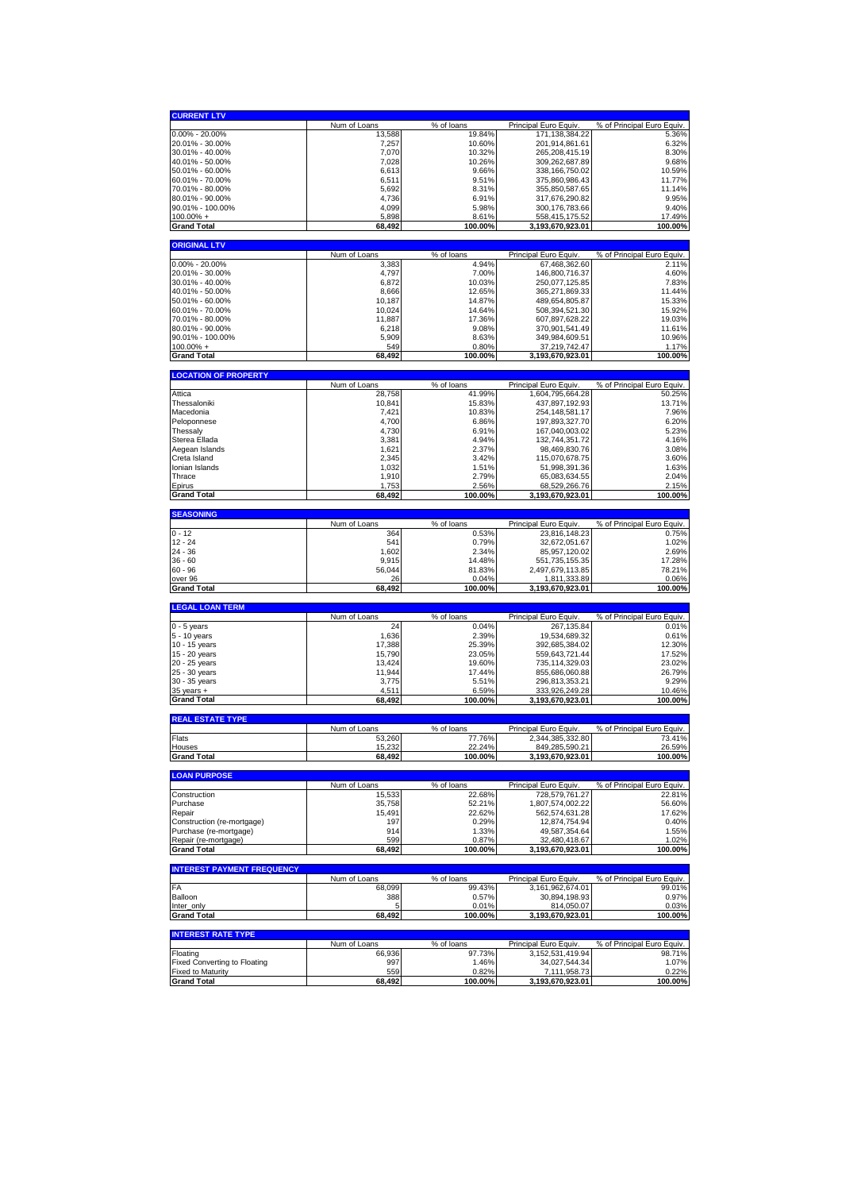| CURRENT LTV | Num of Loans | % of loans | Principal Euro Equiv. | % of Principal Euro Equiv. |
|---|---|---|---|---|
| 0.00% - 20.00% | 13,588 | 19.84% | 171,138,384.22 | 5.36% |
| 20.01% - 30.00% | 7,257 | 10.60% | 201,914,861.61 | 6.32% |
| 30.01% - 40.00% | 7,070 | 10.32% | 265,208,415.19 | 8.30% |
| 40.01% - 50.00% | 7,028 | 10.26% | 309,262,687.89 | 9.68% |
| 50.01% - 60.00% | 6,613 | 9.66% | 338,166,750.02 | 10.59% |
| 60.01% - 70.00% | 6,511 | 9.51% | 375,860,986.43 | 11.77% |
| 70.01% - 80.00% | 5,692 | 8.31% | 355,850,587.65 | 11.14% |
| 80.01% - 90.00% | 4,736 | 6.91% | 317,676,290.82 | 9.95% |
| 90.01% - 100.00% | 4,099 | 5.98% | 300,176,783.66 | 9.40% |
| 100.00% + | 5,898 | 8.61% | 558,415,175.52 | 17.49% |
| **Grand Total** | **68,492** | **100.00%** | **3,193,670,923.01** | **100.00%** |

| ORIGINAL LTV | Num of Loans | % of loans | Principal Euro Equiv. | % of Principal Euro Equiv. |
|---|---|---|---|---|
| 0.00% - 20.00% | 3,383 | 4.94% | 67,468,362.60 | 2.11% |
| 20.01% - 30.00% | 4,797 | 7.00% | 146,800,716.37 | 4.60% |
| 30.01% - 40.00% | 6,872 | 10.03% | 250,077,125.85 | 7.83% |
| 40.01% - 50.00% | 8,666 | 12.65% | 365,271,869.33 | 11.44% |
| 50.01% - 60.00% | 10,187 | 14.87% | 489,654,805.87 | 15.33% |
| 60.01% - 70.00% | 10,024 | 14.64% | 508,394,521.30 | 15.92% |
| 70.01% - 80.00% | 11,887 | 17.36% | 607,897,628.22 | 19.03% |
| 80.01% - 90.00% | 6,218 | 9.08% | 370,901,541.49 | 11.61% |
| 90.01% - 100.00% | 5,909 | 8.63% | 349,984,609.51 | 10.96% |
| 100.00% + | 549 | 0.80% | 37,219,742.47 | 1.17% |
| **Grand Total** | **68,492** | **100.00%** | **3,193,670,923.01** | **100.00%** |

| LOCATION OF PROPERTY | Num of Loans | % of loans | Principal Euro Equiv. | % of Principal Euro Equiv. |
|---|---|---|---|---|
| Attica | 28,758 | 41.99% | 1,604,795,664.28 | 50.25% |
| Thessaloniki | 10,841 | 15.83% | 437,897,192.93 | 13.71% |
| Macedonia | 7,421 | 10.83% | 254,148,581.17 | 7.96% |
| Peloponnese | 4,700 | 6.86% | 197,893,327.70 | 6.20% |
| Thessaly | 4,730 | 6.91% | 167,040,003.02 | 5.23% |
| Sterea Ellada | 3,381 | 4.94% | 132,744,351.72 | 4.16% |
| Aegean Islands | 1,621 | 2.37% | 98,469,830.76 | 3.08% |
| Creta Island | 2,345 | 3.42% | 115,070,678.75 | 3.60% |
| Ionian Islands | 1,032 | 1.51% | 51,998,391.36 | 1.63% |
| Thrace | 1,910 | 2.79% | 65,083,634.55 | 2.04% |
| Epirus | 1,753 | 2.56% | 68,529,266.76 | 2.15% |
| **Grand Total** | **68,492** | **100.00%** | **3,193,670,923.01** | **100.00%** |

| SEASONING | Num of Loans | % of loans | Principal Euro Equiv. | % of Principal Euro Equiv. |
|---|---|---|---|---|
| 0 - 12 | 364 | 0.53% | 23,816,148.23 | 0.75% |
| 12 - 24 | 541 | 0.79% | 32,672,051.67 | 1.02% |
| 24 - 36 | 1,602 | 2.34% | 85,957,120.02 | 2.69% |
| 36 - 60 | 9,915 | 14.48% | 551,735,155.35 | 17.28% |
| 60 - 96 | 56,044 | 81.83% | 2,497,679,113.85 | 78.21% |
| over 96 | 26 | 0.04% | 1,811,333.89 | 0.06% |
| **Grand Total** | **68,492** | **100.00%** | **3,193,670,923.01** | **100.00%** |

| LEGAL LOAN TERM | Num of Loans | % of loans | Principal Euro Equiv. | % of Principal Euro Equiv. |
|---|---|---|---|---|
| 0 - 5 years | 24 | 0.04% | 267,135.84 | 0.01% |
| 5 - 10 years | 1,636 | 2.39% | 19,534,689.32 | 0.61% |
| 10 - 15 years | 17,388 | 25.39% | 392,685,384.02 | 12.30% |
| 15 - 20 years | 15,790 | 23.05% | 559,643,721.44 | 17.52% |
| 20 - 25 years | 13,424 | 19.60% | 735,114,329.03 | 23.02% |
| 25 - 30 years | 11,944 | 17.44% | 855,686,060.88 | 26.79% |
| 30 - 35 years | 3,775 | 5.51% | 296,813,353.21 | 9.29% |
| 35 years + | 4,511 | 6.59% | 333,926,249.28 | 10.46% |
| **Grand Total** | **68,492** | **100.00%** | **3,193,670,923.01** | **100.00%** |

| REAL ESTATE TYPE | Num of Loans | % of loans | Principal Euro Equiv. | % of Principal Euro Equiv. |
|---|---|---|---|---|
| Flats | 53,260 | 77.76% | 2,344,385,332.80 | 73.41% |
| Houses | 15,232 | 22.24% | 849,285,590.21 | 26.59% |
| **Grand Total** | **68,492** | **100.00%** | **3,193,670,923.01** | **100.00%** |

| LOAN PURPOSE | Num of Loans | % of loans | Principal Euro Equiv. | % of Principal Euro Equiv. |
|---|---|---|---|---|
| Construction | 15,533 | 22.68% | 728,579,761.27 | 22.81% |
| Purchase | 35,758 | 52.21% | 1,807,574,002.22 | 56.60% |
| Repair | 15,491 | 22.62% | 562,574,631.28 | 17.62% |
| Construction (re-mortgage) | 197 | 0.29% | 12,874,754.94 | 0.40% |
| Purchase (re-mortgage) | 914 | 1.33% | 49,587,354.64 | 1.55% |
| Repair (re-mortgage) | 599 | 0.87% | 32,480,418.67 | 1.02% |
| **Grand Total** | **68,492** | **100.00%** | **3,193,670,923.01** | **100.00%** |

| INTEREST PAYMENT FREQUENCY | Num of Loans | % of loans | Principal Euro Equiv. | % of Principal Euro Equiv. |
|---|---|---|---|---|
| FA | 68,099 | 99.43% | 3,161,962,674.01 | 99.01% |
| Balloon | 388 | 0.57% | 30,894,198.93 | 0.97% |
| Inter_only | 5 | 0.01% | 814,050.07 | 0.03% |
| **Grand Total** | **68,492** | **100.00%** | **3,193,670,923.01** | **100.00%** |

| INTEREST RATE TYPE | Num of Loans | % of loans | Principal Euro Equiv. | % of Principal Euro Equiv. |
|---|---|---|---|---|
| Floating | 66,936 | 97.73% | 3,152,531,419.94 | 98.71% |
| Fixed Converting to Floating | 997 | 1.46% | 34,027,544.34 | 1.07% |
| Fixed to Maturity | 559 | 0.82% | 7,111,958.73 | 0.22% |
| **Grand Total** | **68,492** | **100.00%** | **3,193,670,923.01** | **100.00%** |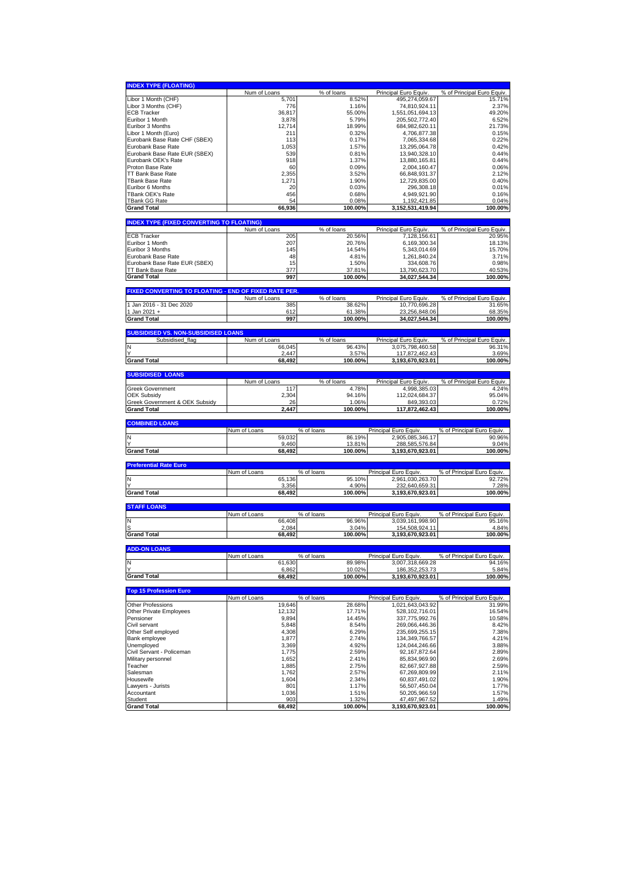**INDEX TYPE (FLOATING)**

| | Num of Loans | % of loans | Principal Euro Equiv. | % of Principal Euro Equiv. |
|---|---|---|---|---|
| Libor 1 Month (CHF) | 5,701 | 8.52% | 495,274,059.67 | 15.71% |
| Libor 3 Months (CHF) | 776 | 1.16% | 74,810,924.11 | 2.37% |
| ECB Tracker | 36,817 | 55.00% | 1,551,051,694.13 | 49.20% |
| Euribor 1 Month | 3,878 | 5.79% | 205,502,772.40 | 6.52% |
| Euribor 3 Months | 12,714 | 18.99% | 684,982,620.11 | 21.73% |
| Libor 1 Month (Euro) | 211 | 0.32% | 4,706,877.38 | 0.15% |
| Eurobank Base Rate CHF (SBEX) | 113 | 0.17% | 7,065,334.68 | 0.22% |
| Eurobank Base Rate | 1,053 | 1.57% | 13,295,064.78 | 0.42% |
| Eurobank Base Rate EUR (SBEX) | 539 | 0.81% | 13,940,328.10 | 0.44% |
| Eurobank OEK's Rate | 918 | 1.37% | 13,880,165.81 | 0.44% |
| Proton Base Rate | 60 | 0.09% | 2,004,160.47 | 0.06% |
| TT Bank Base Rate | 2,355 | 3.52% | 66,848,931.37 | 2.12% |
| TBank Base Rate | 1,271 | 1.90% | 12,729,835.00 | 0.40% |
| Euribor 6 Months | 20 | 0.03% | 296,308.18 | 0.01% |
| TBank OEK's Rate | 456 | 0.68% | 4,949,921.90 | 0.16% |
| TBank GG Rate | 54 | 0.08% | 1,192,421.85 | 0.04% |
| **Grand Total** | **66,936** | **100.00%** | **3,152,531,419.94** | **100.00%** |

**INDEX TYPE (FIXED CONVERTING TO FLOATING)**

| | Num of Loans | % of loans | Principal Euro Equiv. | % of Principal Euro Equiv. |
|---|---|---|---|---|
| ECB Tracker | 205 | 20.56% | 7,128,156.61 | 20.95% |
| Euribor 1 Month | 207 | 20.76% | 6,169,300.34 | 18.13% |
| Euribor 3 Months | 145 | 14.54% | 5,343,014.69 | 15.70% |
| Eurobank Base Rate | 48 | 4.81% | 1,261,840.24 | 3.71% |
| Eurobank Base Rate EUR (SBEX) | 15 | 1.50% | 334,608.76 | 0.98% |
| TT Bank Base Rate | 377 | 37.81% | 13,790,623.70 | 40.53% |
| **Grand Total** | **997** | **100.00%** | **34,027,544.34** | **100.00%** |

**FIXED CONVERTING TO FLOATING - END OF FIXED RATE PER.**

| | Num of Loans | % of loans | Principal Euro Equiv. | % of Principal Euro Equiv. |
|---|---|---|---|---|
| 1 Jan 2016 - 31 Dec 2020 | 385 | 38.62% | 10,770,696.28 | 31.65% |
| 1 Jan 2021 + | 612 | 61.38% | 23,256,848.06 | 68.35% |
| **Grand Total** | **997** | **100.00%** | **34,027,544.34** | **100.00%** |

**SUBSIDISED VS. NON-SUBSIDISED LOANS**

| Subsidised_flag | Num of Loans | % of loans | Principal Euro Equiv. | % of Principal Euro Equiv. |
|---|---|---|---|---|
| N | 66,045 | 96.43% | 3,075,798,460.58 | 96.31% |
| Y | 2,447 | 3.57% | 117,872,462.43 | 3.69% |
| **Grand Total** | **68,492** | **100.00%** | **3,193,670,923.01** | **100.00%** |

**SUBSIDISED LOANS**

| | Num of Loans | % of loans | Principal Euro Equiv. | % of Principal Euro Equiv. |
|---|---|---|---|---|
| Greek Government | 117 | 4.78% | 4,998,385.03 | 4.24% |
| OEK Subsidy | 2,304 | 94.16% | 112,024,684.37 | 95.04% |
| Greek Government & OEK Subsidy | 26 | 1.06% | 849,393.03 | 0.72% |
| **Grand Total** | **2,447** | **100.00%** | **117,872,462.43** | **100.00%** |

**COMBINED LOANS**

| | Num of Loans | % of loans | Principal Euro Equiv. | % of Principal Euro Equiv. |
|---|---|---|---|---|
| N | 59,032 | 86.19% | 2,905,085,346.17 | 90.96% |
| Y | 9,460 | 13.81% | 288,585,576.84 | 9.04% |
| **Grand Total** | **68,492** | **100.00%** | **3,193,670,923.01** | **100.00%** |

**Preferential Rate Euro**

| | Num of Loans | % of loans | Principal Euro Equiv. | % of Principal Euro Equiv. |
|---|---|---|---|---|
| N | 65,136 | 95.10% | 2,961,030,263.70 | 92.72% |
| Y | 3,356 | 4.90% | 232,640,659.31 | 7.28% |
| **Grand Total** | **68,492** | **100.00%** | **3,193,670,923.01** | **100.00%** |

**STAFF LOANS**

| | Num of Loans | % of loans | Principal Euro Equiv. | % of Principal Euro Equiv. |
|---|---|---|---|---|
| N | 66,408 | 96.96% | 3,039,161,998.90 | 95.16% |
| S | 2,084 | 3.04% | 154,508,924.11 | 4.84% |
| **Grand Total** | **68,492** | **100.00%** | **3,193,670,923.01** | **100.00%** |

**ADD-ON LOANS**

| | Num of Loans | % of loans | Principal Euro Equiv. | % of Principal Euro Equiv. |
|---|---|---|---|---|
| N | 61,630 | 89.98% | 3,007,318,669.28 | 94.16% |
| Y | 6,862 | 10.02% | 186,352,253.73 | 5.84% |
| **Grand Total** | **68,492** | **100.00%** | **3,193,670,923.01** | **100.00%** |

**Top 15 Profession Euro**

| | Num of Loans | % of loans | Principal Euro Equiv. | % of Principal Euro Equiv. |
|---|---|---|---|---|
| Other Professions | 19,646 | 28.68% | 1,021,643,043.92 | 31.99% |
| Other Private Employees | 12,132 | 17.71% | 528,102,716.01 | 16.54% |
| Pensioner | 9,894 | 14.45% | 337,775,992.76 | 10.58% |
| Civil servant | 5,848 | 8.54% | 269,066,446.36 | 8.42% |
| Other Self employed | 4,308 | 6.29% | 235,699,255.15 | 7.38% |
| Bank employee | 1,877 | 2.74% | 134,349,766.57 | 4.21% |
| Unemployed | 3,369 | 4.92% | 124,044,246.66 | 3.88% |
| Civil Servant - Policeman | 1,775 | 2.59% | 92,167,872.64 | 2.89% |
| Military personnel | 1,652 | 2.41% | 85,834,969.90 | 2.69% |
| Teacher | 1,885 | 2.75% | 82,667,927.88 | 2.59% |
| Salesman | 1,762 | 2.57% | 67,269,809.99 | 2.11% |
| Housewife | 1,604 | 2.34% | 60,837,491.02 | 1.90% |
| Lawyers - Jurists | 801 | 1.17% | 56,507,450.04 | 1.77% |
| Accountant | 1,036 | 1.51% | 50,205,966.59 | 1.57% |
| Student | 903 | 1.32% | 47,497,967.52 | 1.49% |
| **Grand Total** | **68,492** | **100.00%** | **3,193,670,923.01** | **100.00%** |